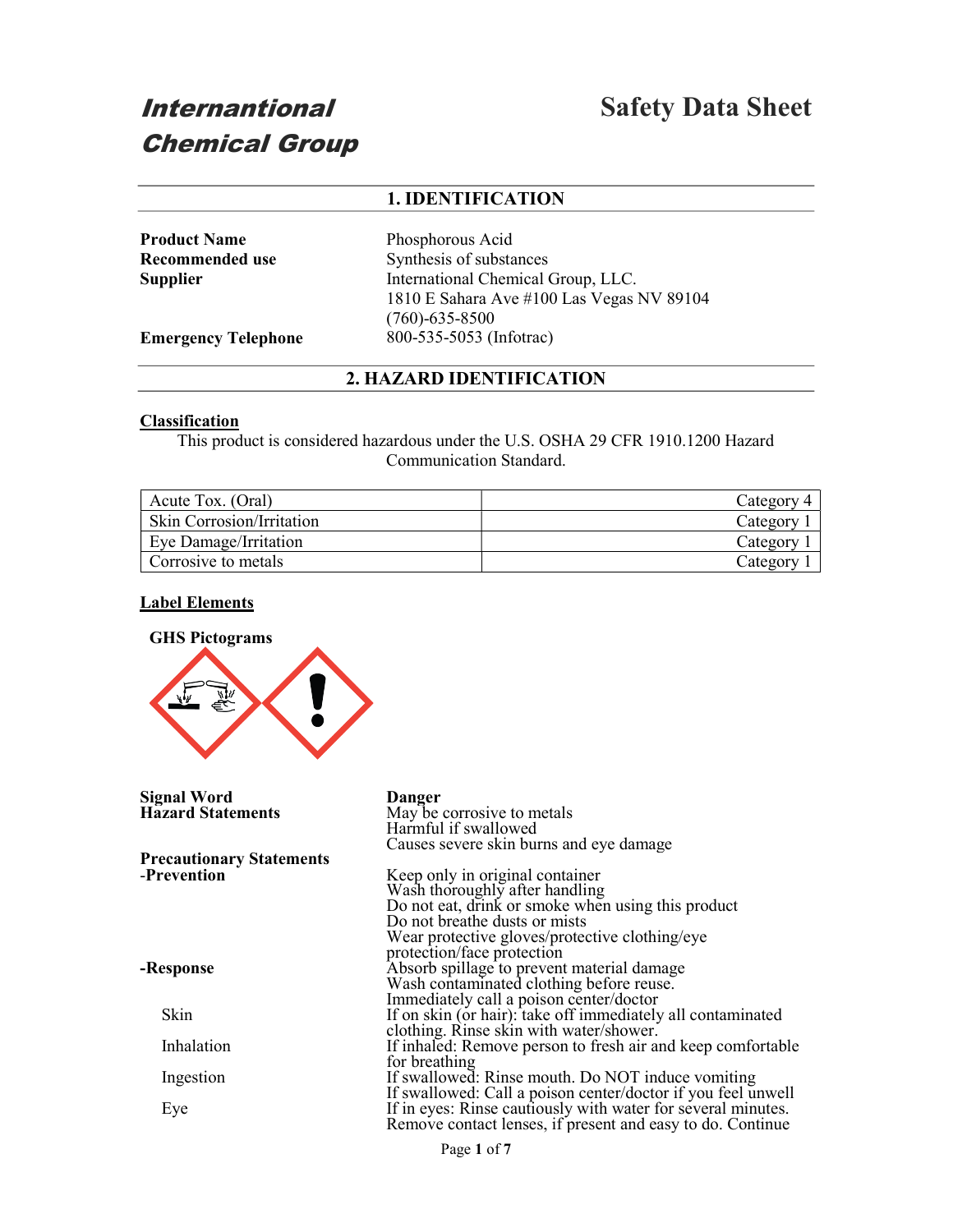**Internantional Chemical Group**

# Safety Data Sheet

## 1. IDENTIFICATION

| | |
|---|---|
| **Product Name** | Phosphorous Acid |
| **Recommended use** | Synthesis of substances |
| **Supplier** | International Chemical Group, LLC.<br>1810 E Sahara Ave #100 Las Vegas NV 89104<br>(760)-635-8500 |
| **Emergency Telephone** | 800-535-5053 (Infotrac) |

## 2. HAZARD IDENTIFICATION

**Classification**

This product is considered hazardous under the U.S. OSHA 29 CFR 1910.1200 Hazard Communication Standard.

| | |
|---|---|
| Acute Tox. (Oral) | Category 4 |
| Skin Corrosion/Irritation | Category 1 |
| Eye Damage/Irritation | Category 1 |
| Corrosive to metals | Category 1 |

**Label Elements**

**GHS Pictograms**

**Signal Word** — **Danger**

**Hazard Statements**

May be corrosive to metals
Harmful if swallowed
Causes severe skin burns and eye damage

**Precautionary Statements**

**-Prevention**

Keep only in original container
Wash thoroughly after handling
Do not eat, drink or smoke when using this product
Do not breathe dusts or mists
Wear protective gloves/protective clothing/eye protection/face protection

**-Response**

Absorb spillage to prevent material damage
Wash contaminated clothing before reuse.
Immediately call a poison center/doctor

Skin — If on skin (or hair): take off immediately all contaminated clothing. Rinse skin with water/shower.

Inhalation — If inhaled: Remove person to fresh air and keep comfortable for breathing

Ingestion — If swallowed: Rinse mouth. Do NOT induce vomiting
If swallowed: Call a poison center/doctor if you feel unwell

Eye — If in eyes: Rinse cautiously with water for several minutes. Remove contact lenses, if present and easy to do. Continue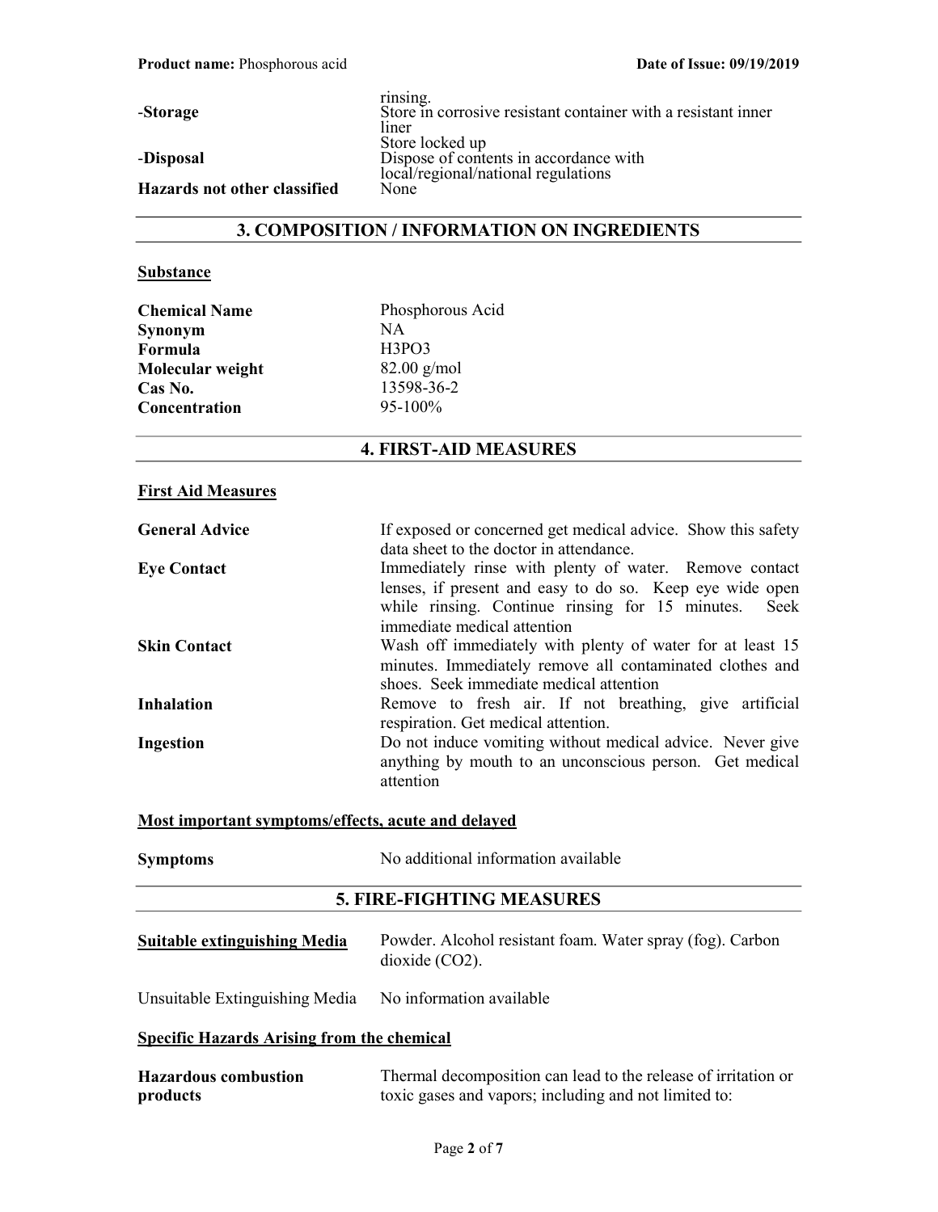| | |
|---|---|
| | rinsing. |
| -**Storage** | Store in corrosive resistant container with a resistant inner liner<br>Store locked up |
| -**Disposal** | Dispose of contents in accordance with local/regional/national regulations |
| **Hazards not other classified** | None |

## 3. COMPOSITION / INFORMATION ON INGREDIENTS

**Substance**

| | |
|---|---|
| **Chemical Name** | Phosphorous Acid |
| **Synonym** | NA |
| **Formula** | $H_3PO_3$ |
| **Molecular weight** | 82.00 g/mol |
| **Cas No.** | 13598-36-2 |
| **Concentration** | 95-100% |

## 4. FIRST-AID MEASURES

**First Aid Measures**

| | |
|---|---|
| **General Advice** | If exposed or concerned get medical advice. Show this safety data sheet to the doctor in attendance. |
| **Eye Contact** | Immediately rinse with plenty of water. Remove contact lenses, if present and easy to do so. Keep eye wide open while rinsing. Continue rinsing for 15 minutes. Seek immediate medical attention |
| **Skin Contact** | Wash off immediately with plenty of water for at least 15 minutes. Immediately remove all contaminated clothes and shoes. Seek immediate medical attention |
| **Inhalation** | Remove to fresh air. If not breathing, give artificial respiration. Get medical attention. |
| **Ingestion** | Do not induce vomiting without medical advice. Never give anything by mouth to an unconscious person. Get medical attention |

**Most important symptoms/effects, acute and delayed**

| | |
|---|---|
| **Symptoms** | No additional information available |

## 5. FIRE-FIGHTING MEASURES

| | |
|---|---|
| **Suitable extinguishing Media** | Powder. Alcohol resistant foam. Water spray (fog). Carbon dioxide ($CO_2$). |
| Unsuitable Extinguishing Media | No information available |

**Specific Hazards Arising from the chemical**

| | |
|---|---|
| **Hazardous combustion products** | Thermal decomposition can lead to the release of irritation or toxic gases and vapors; including and not limited to: |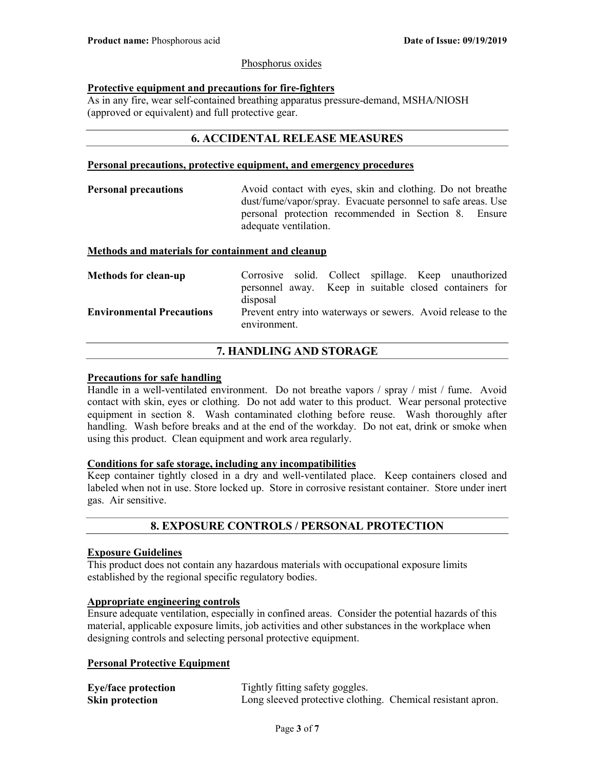Phosphorus oxides

**Protective equipment and precautions for fire-fighters**

As in any fire, wear self-contained breathing apparatus pressure-demand, MSHA/NIOSH (approved or equivalent) and full protective gear.

## 6. ACCIDENTAL RELEASE MEASURES

**Personal precautions, protective equipment, and emergency procedures**

**Personal precautions** — Avoid contact with eyes, skin and clothing. Do not breathe dust/fume/vapor/spray. Evacuate personnel to safe areas. Use personal protection recommended in Section 8. Ensure adequate ventilation.

**Methods and materials for containment and cleanup**

**Methods for clean-up** — Corrosive solid. Collect spillage. Keep unauthorized personnel away. Keep in suitable closed containers for disposal

**Environmental Precautions** — Prevent entry into waterways or sewers. Avoid release to the environment.

## 7. HANDLING AND STORAGE

**Precautions for safe handling**

Handle in a well-ventilated environment. Do not breathe vapors / spray / mist / fume. Avoid contact with skin, eyes or clothing. Do not add water to this product. Wear personal protective equipment in section 8. Wash contaminated clothing before reuse. Wash thoroughly after handling. Wash before breaks and at the end of the workday. Do not eat, drink or smoke when using this product. Clean equipment and work area regularly.

**Conditions for safe storage, including any incompatibilities**

Keep container tightly closed in a dry and well-ventilated place. Keep containers closed and labeled when not in use. Store locked up. Store in corrosive resistant container. Store under inert gas. Air sensitive.

## 8. EXPOSURE CONTROLS / PERSONAL PROTECTION

**Exposure Guidelines**

This product does not contain any hazardous materials with occupational exposure limits established by the regional specific regulatory bodies.

**Appropriate engineering controls**

Ensure adequate ventilation, especially in confined areas. Consider the potential hazards of this material, applicable exposure limits, job activities and other substances in the workplace when designing controls and selecting personal protective equipment.

**Personal Protective Equipment**

**Eye/face protection** — Tightly fitting safety goggles.

**Skin protection** — Long sleeved protective clothing. Chemical resistant apron.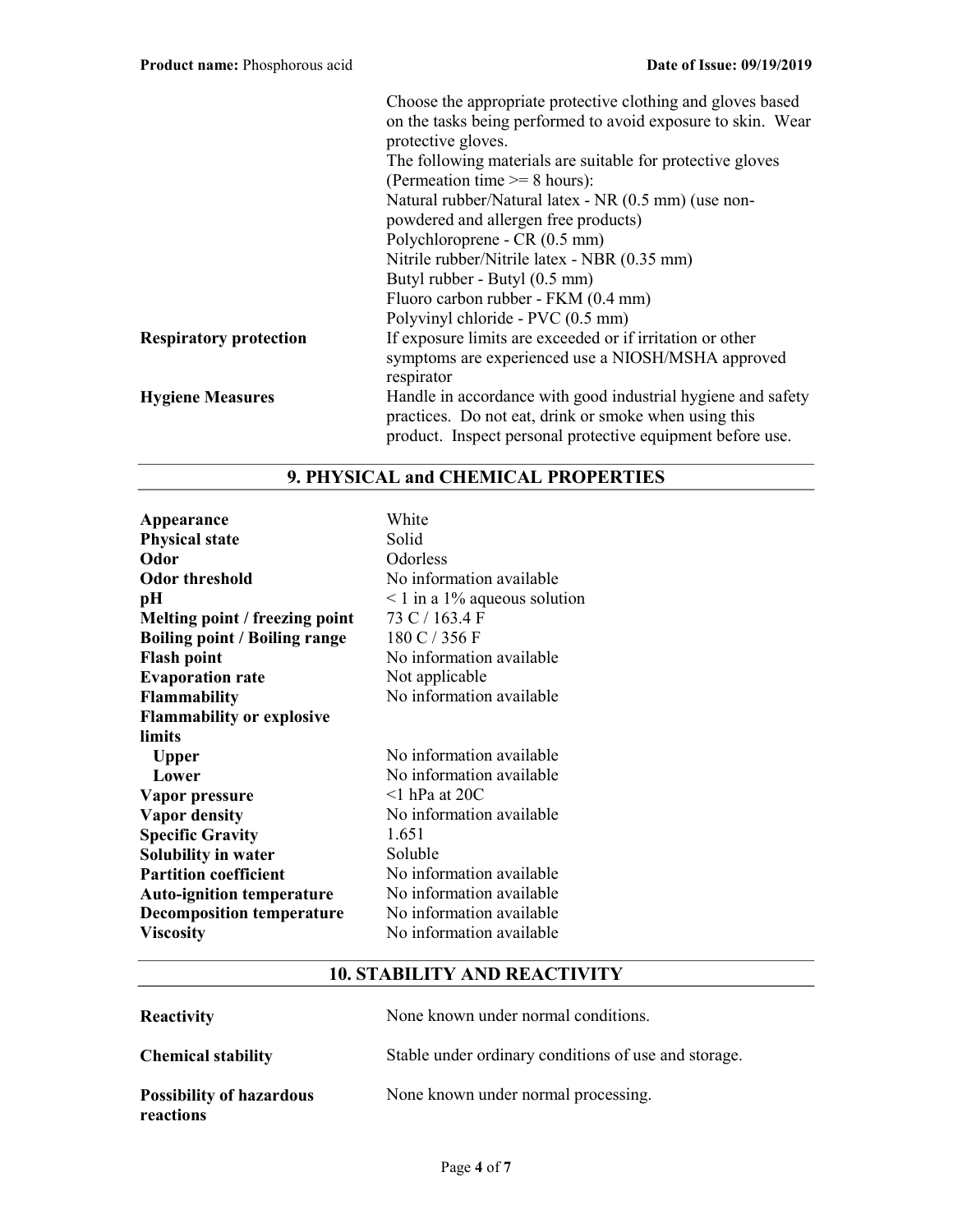| | |
|---|---|
| | Choose the appropriate protective clothing and gloves based on the tasks being performed to avoid exposure to skin. Wear protective gloves.<br>The following materials are suitable for protective gloves (Permeation time >= 8 hours):<br>Natural rubber/Natural latex - NR (0.5 mm) (use non-powdered and allergen free products)<br>Polychloroprene - CR (0.5 mm)<br>Nitrile rubber/Nitrile latex - NBR (0.35 mm)<br>Butyl rubber - Butyl (0.5 mm)<br>Fluoro carbon rubber - FKM (0.4 mm)<br>Polyvinyl chloride - PVC (0.5 mm) |
| **Respiratory protection** | If exposure limits are exceeded or if irritation or other symptoms are experienced use a NIOSH/MSHA approved respirator |
| **Hygiene Measures** | Handle in accordance with good industrial hygiene and safety practices. Do not eat, drink or smoke when using this product. Inspect personal protective equipment before use. |

## 9. PHYSICAL and CHEMICAL PROPERTIES

| | |
|---|---|
| **Appearance** | White |
| **Physical state** | Solid |
| **Odor** | Odorless |
| **Odor threshold** | No information available |
| **pH** | < 1 in a 1% aqueous solution |
| **Melting point / freezing point** | 73 C / 163.4 F |
| **Boiling point / Boiling range** | 180 C / 356 F |
| **Flash point** | No information available |
| **Evaporation rate** | Not applicable |
| **Flammability** | No information available |
| **Flammability or explosive limits** | |
| **Upper** | No information available |
| **Lower** | No information available |
| **Vapor pressure** | <1 hPa at 20C |
| **Vapor density** | No information available |
| **Specific Gravity** | 1.651 |
| **Solubility in water** | Soluble |
| **Partition coefficient** | No information available |
| **Auto-ignition temperature** | No information available |
| **Decomposition temperature** | No information available |
| **Viscosity** | No information available |

## 10. STABILITY AND REACTIVITY

| | |
|---|---|
| **Reactivity** | None known under normal conditions. |
| **Chemical stability** | Stable under ordinary conditions of use and storage. |
| **Possibility of hazardous reactions** | None known under normal processing. |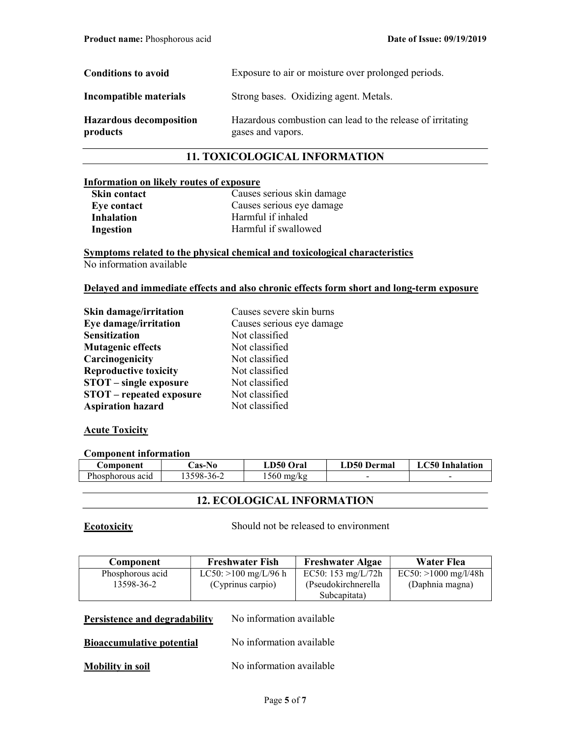| | |
|---|---|
| **Conditions to avoid** | Exposure to air or moisture over prolonged periods. |
| **Incompatible materials** | Strong bases. Oxidizing agent. Metals. |
| **Hazardous decomposition products** | Hazardous combustion can lead to the release of irritating gases and vapors. |

## 11. TOXICOLOGICAL INFORMATION

**Information on likely routes of exposure**

| | |
|---|---|
| **Skin contact** | Causes serious skin damage |
| **Eye contact** | Causes serious eye damage |
| **Inhalation** | Harmful if inhaled |
| **Ingestion** | Harmful if swallowed |

**Symptoms related to the physical chemical and toxicological characteristics**

No information available

**Delayed and immediate effects and also chronic effects form short and long-term exposure**

| | |
|---|---|
| **Skin damage/irritation** | Causes severe skin burns |
| **Eye damage/irritation** | Causes serious eye damage |
| **Sensitization** | Not classified |
| **Mutagenic effects** | Not classified |
| **Carcinogenicity** | Not classified |
| **Reproductive toxicity** | Not classified |
| **STOT – single exposure** | Not classified |
| **STOT – repeated exposure** | Not classified |
| **Aspiration hazard** | Not classified |

**Acute Toxicity**

**Component information**

| Component | Cas-No | LD50 Oral | LD50 Dermal | LC50 Inhalation |
|---|---|---|---|---|
| Phosphorous acid | 13598-36-2 | 1560 mg/kg | - | - |

## 12. ECOLOGICAL INFORMATION

**Ecotoxicity** Should not be released to environment

| Component | Freshwater Fish | Freshwater Algae | Water Flea |
|---|---|---|---|
| Phosphorous acid 13598-36-2 | LC50: >100 mg/L/96 h (Cyprinus carpio) | EC50: 153 mg/L/72h (Pseudokirchnerella Subcapitata) | EC50: >1000 mg/l/48h (Daphnia magna) |

**Persistence and degradability** No information available

**Bioaccumulative potential** No information available

**Mobility in soil** No information available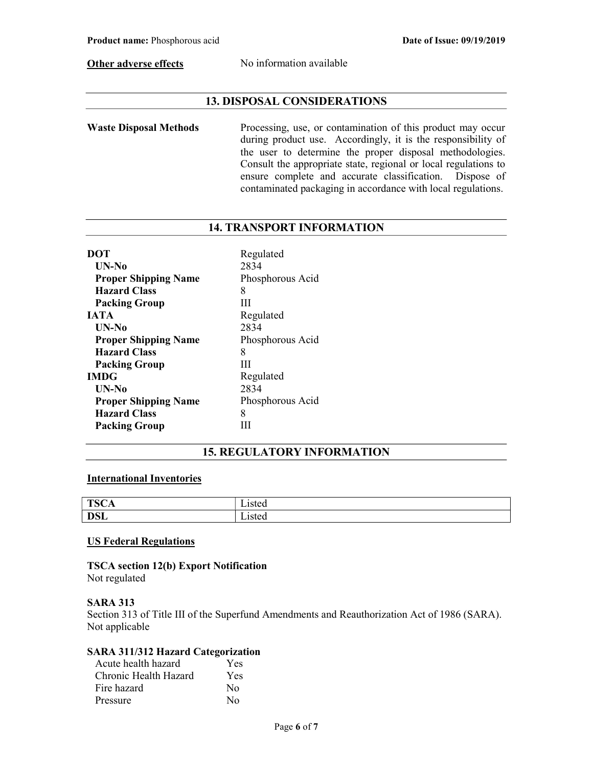**Other adverse effects** No information available

## 13. DISPOSAL CONSIDERATIONS

**Waste Disposal Methods**

Processing, use, or contamination of this product may occur during product use. Accordingly, it is the responsibility of the user to determine the proper disposal methodologies. Consult the appropriate state, regional or local regulations to ensure complete and accurate classification. Dispose of contaminated packaging in accordance with local regulations.

## 14. TRANSPORT INFORMATION

**DOT** Regulated
- **UN-No** 2834
- **Proper Shipping Name** Phosphorous Acid
- **Hazard Class** 8
- **Packing Group** III

**IATA** Regulated
- **UN-No** 2834
- **Proper Shipping Name** Phosphorous Acid
- **Hazard Class** 8
- **Packing Group** III

**IMDG** Regulated
- **UN-No** 2834
- **Proper Shipping Name** Phosphorous Acid
- **Hazard Class** 8
- **Packing Group** III

## 15. REGULATORY INFORMATION

**International Inventories**

| | |
|---|---|
| **TSCA** | Listed |
| **DSL** | Listed |

**US Federal Regulations**

**TSCA section 12(b) Export Notification**
Not regulated

**SARA 313**
Section 313 of Title III of the Superfund Amendments and Reauthorization Act of 1986 (SARA).
Not applicable

**SARA 311/312 Hazard Categorization**

| | |
|---|---|
| Acute health hazard | Yes |
| Chronic Health Hazard | Yes |
| Fire hazard | No |
| Pressure | No |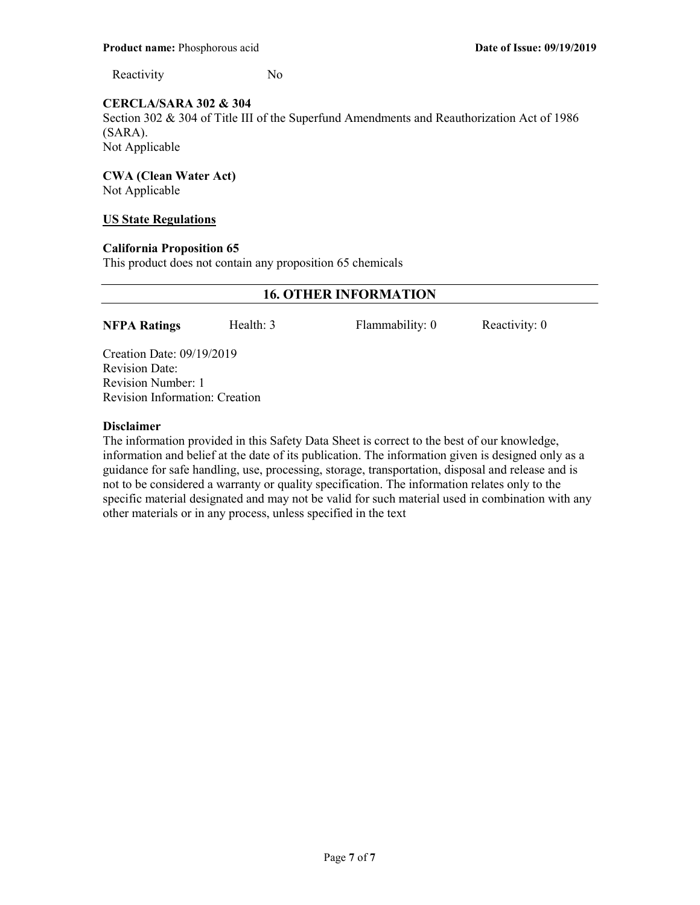Reactivity No

**CERCLA/SARA 302 & 304**

Section 302 & 304 of Title III of the Superfund Amendments and Reauthorization Act of 1986 (SARA).
Not Applicable

**CWA (Clean Water Act)**

Not Applicable

**US State Regulations**

**California Proposition 65**

This product does not contain any proposition 65 chemicals

## 16. OTHER INFORMATION

| | | | |
|---|---|---|---|
| **NFPA Ratings** | Health: 3 | Flammability: 0 | Reactivity: 0 |

Creation Date: 09/19/2019
Revision Date:
Revision Number: 1
Revision Information: Creation

**Disclaimer**

The information provided in this Safety Data Sheet is correct to the best of our knowledge, information and belief at the date of its publication. The information given is designed only as a guidance for safe handling, use, processing, storage, transportation, disposal and release and is not to be considered a warranty or quality specification. The information relates only to the specific material designated and may not be valid for such material used in combination with any other materials or in any process, unless specified in the text